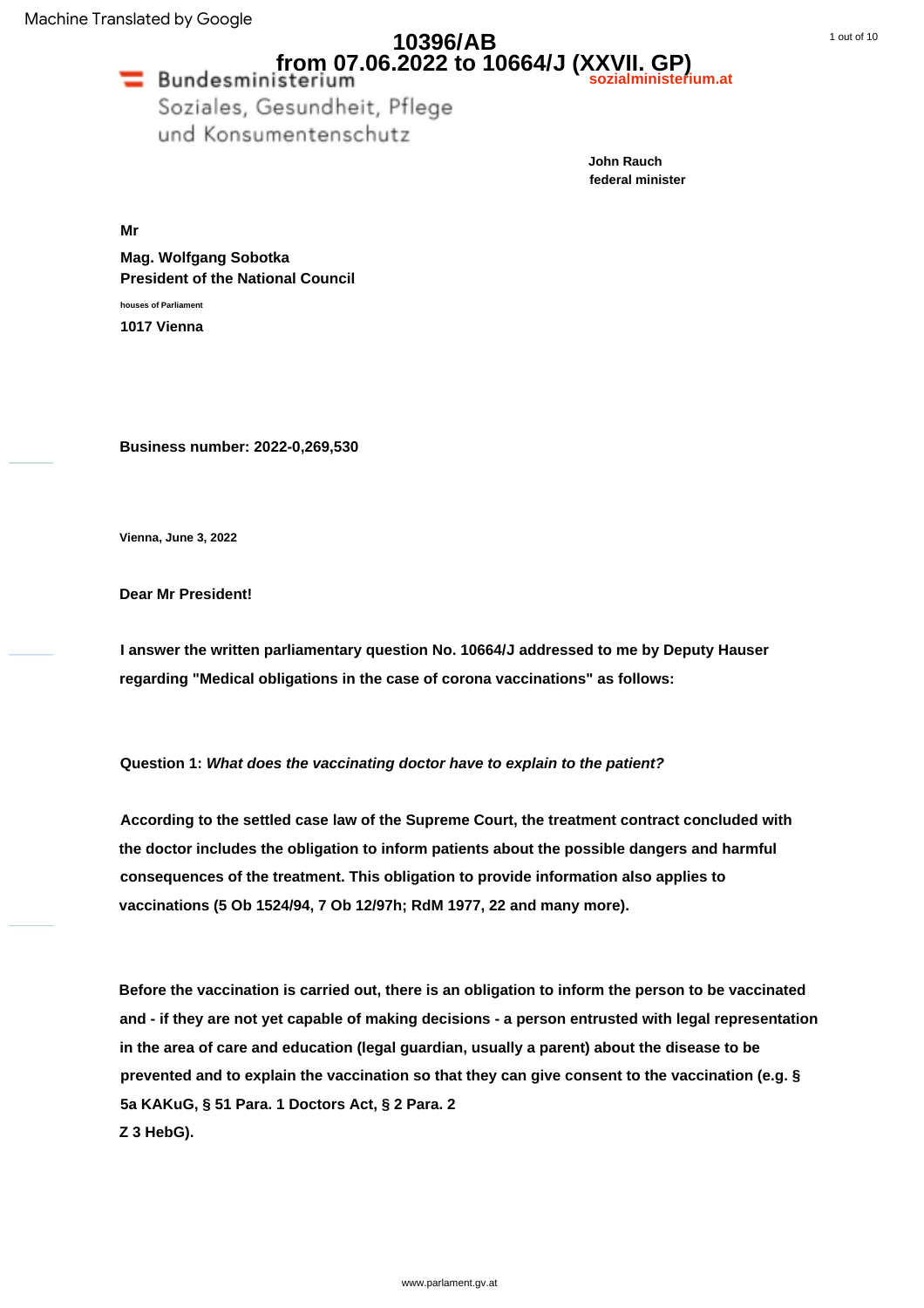# 10396/AB
## from 07.06.2022 to 10664/J (XXVII. GP)

Bundesministerium
Soziales, Gesundheit, Pflege
und Konsumentenschutz

sozialministerium.at

**John Rauch**
**federal minister**

**Mr**

**Mag. Wolfgang Sobotka**
**President of the National Council**

houses of Parliament

**1017 Vienna**

**Business number: 2022-0,269,530**

**Vienna, June 3, 2022**

**Dear Mr President!**

**I answer the written parliamentary question No. 10664/J addressed to me by Deputy Hauser regarding "Medical obligations in the case of corona vaccinations" as follows:**

**Question 1:** ***What does the vaccinating doctor have to explain to the patient?***

**According to the settled case law of the Supreme Court, the treatment contract concluded with the doctor includes the obligation to inform patients about the possible dangers and harmful consequences of the treatment. This obligation to provide information also applies to vaccinations (5 Ob 1524/94, 7 Ob 12/97h; RdM 1977, 22 and many more).**

**Before the vaccination is carried out, there is an obligation to inform the person to be vaccinated and - if they are not yet capable of making decisions - a person entrusted with legal representation in the area of care and education (legal guardian, usually a parent) about the disease to be prevented and to explain the vaccination so that they can give consent to the vaccination (e.g. § 5a KAKuG, § 51 Para. 1 Doctors Act, § 2 Para. 2 Z 3 HebG).**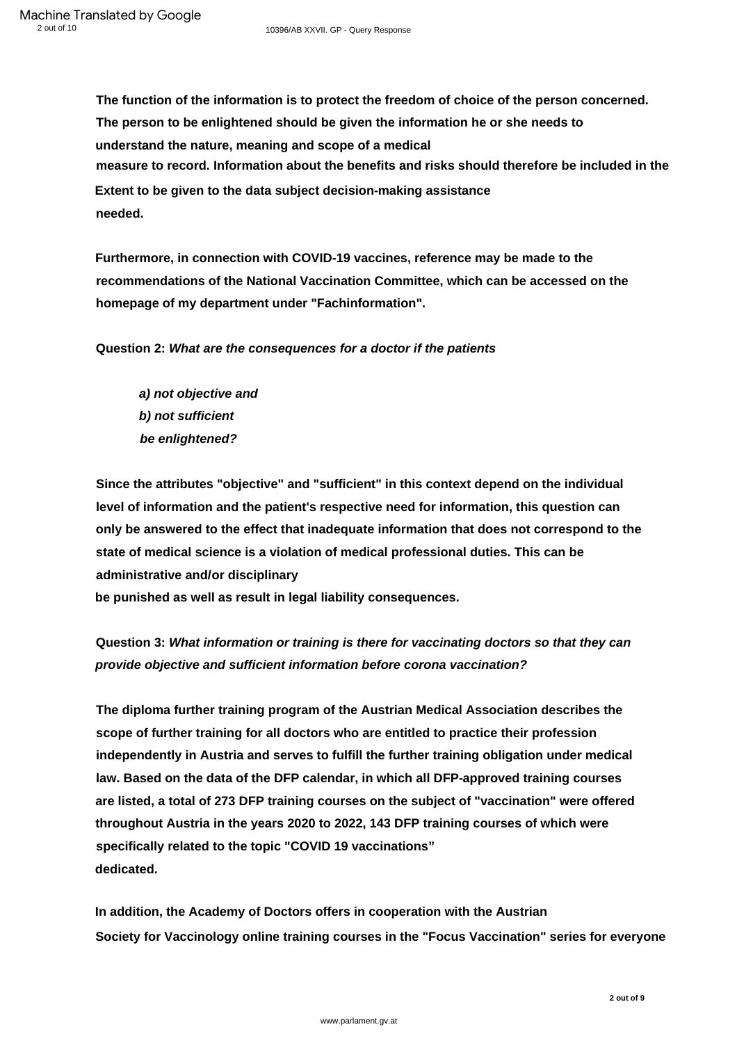**The function of the information is to protect the freedom of choice of the person concerned. The person to be enlightened should be given the information he or she needs to understand the nature, meaning and scope of a medical measure to record. Information about the benefits and risks should therefore be included in the Extent to be given to the data subject decision-making assistance needed.**

**Furthermore, in connection with COVID-19 vaccines, reference may be made to the recommendations of the National Vaccination Committee, which can be accessed on the homepage of my department under "Fachinformation".**

**Question 2:** ***What are the consequences for a doctor if the patients***

***a) not objective and***
***b) not sufficient***
***be enlightened?***

**Since the attributes "objective" and "sufficient" in this context depend on the individual level of information and the patient's respective need for information, this question can only be answered to the effect that inadequate information that does not correspond to the state of medical science is a violation of medical professional duties. This can be administrative and/or disciplinary be punished as well as result in legal liability consequences.**

**Question 3:** ***What information or training is there for vaccinating doctors so that they can provide objective and sufficient information before corona vaccination?***

**The diploma further training program of the Austrian Medical Association describes the scope of further training for all doctors who are entitled to practice their profession independently in Austria and serves to fulfill the further training obligation under medical law. Based on the data of the DFP calendar, in which all DFP-approved training courses are listed, a total of 273 DFP training courses on the subject of "vaccination" were offered throughout Austria in the years 2020 to 2022, 143 DFP training courses of which were specifically related to the topic "COVID 19 vaccinations" dedicated.**

**In addition, the Academy of Doctors offers in cooperation with the Austrian Society for Vaccinology online training courses in the "Focus Vaccination" series for everyone**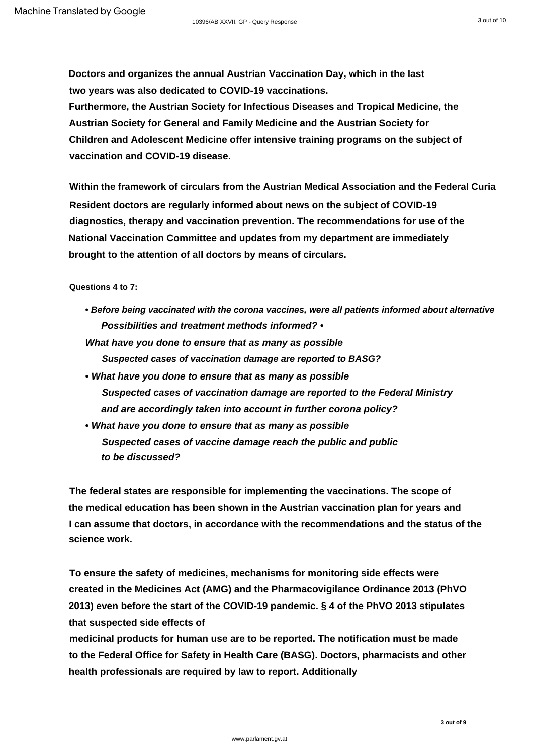Doctors and organizes the annual Austrian Vaccination Day, which in the last two years was also dedicated to COVID-19 vaccinations.

Furthermore, the Austrian Society for Infectious Diseases and Tropical Medicine, the Austrian Society for General and Family Medicine and the Austrian Society for Children and Adolescent Medicine offer intensive training programs on the subject of vaccination and COVID-19 disease.

Within the framework of circulars from the Austrian Medical Association and the Federal Curia Resident doctors are regularly informed about news on the subject of COVID-19 diagnostics, therapy and vaccination prevention. The recommendations for use of the National Vaccination Committee and updates from my department are immediately brought to the attention of all doctors by means of circulars.

**Questions 4 to 7:**

- ***Before being vaccinated with the corona vaccines, were all patients informed about alternative Possibilities and treatment methods informed?***
- ***What have you done to ensure that as many as possible Suspected cases of vaccination damage are reported to BASG?***
- ***What have you done to ensure that as many as possible Suspected cases of vaccination damage are reported to the Federal Ministry and are accordingly taken into account in further corona policy?***
- ***What have you done to ensure that as many as possible Suspected cases of vaccine damage reach the public and public to be discussed?***

The federal states are responsible for implementing the vaccinations. The scope of the medical education has been shown in the Austrian vaccination plan for years and I can assume that doctors, in accordance with the recommendations and the status of the science work.

To ensure the safety of medicines, mechanisms for monitoring side effects were created in the Medicines Act (AMG) and the Pharmacovigilance Ordinance 2013 (PhVO 2013) even before the start of the COVID-19 pandemic. § 4 of the PhVO 2013 stipulates that suspected side effects of medicinal products for human use are to be reported. The notification must be made to the Federal Office for Safety in Health Care (BASG). Doctors, pharmacists and other health professionals are required by law to report. Additionally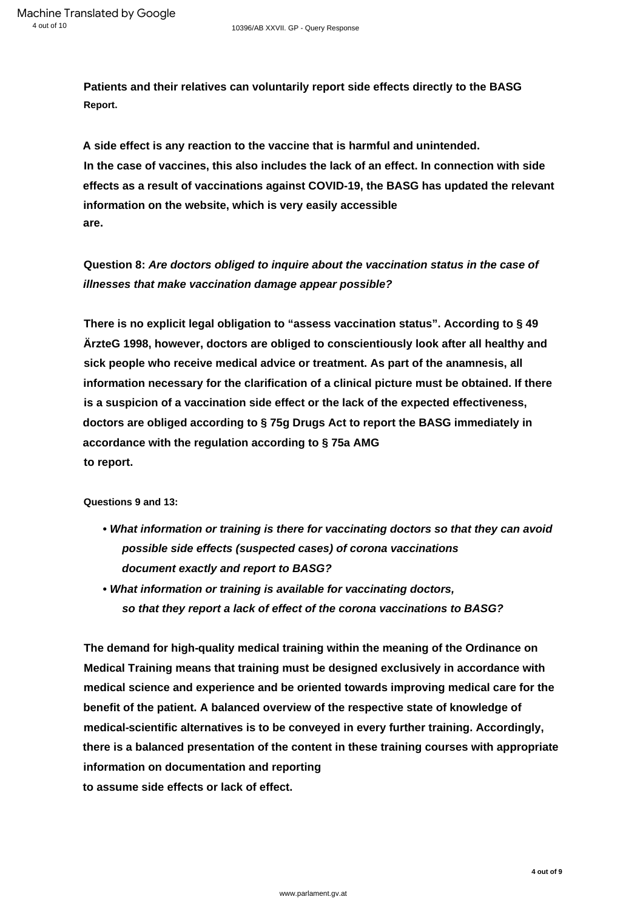**Patients and their relatives can voluntarily report side effects directly to the BASG Report.**

**A side effect is any reaction to the vaccine that is harmful and unintended. In the case of vaccines, this also includes the lack of an effect. In connection with side effects as a result of vaccinations against COVID-19, the BASG has updated the relevant information on the website, which is very easily accessible are.**

**Question 8:** ***Are doctors obliged to inquire about the vaccination status in the case of illnesses that make vaccination damage appear possible?***

**There is no explicit legal obligation to "assess vaccination status". According to § 49 ÄrzteG 1998, however, doctors are obliged to conscientiously look after all healthy and sick people who receive medical advice or treatment. As part of the anamnesis, all information necessary for the clarification of a clinical picture must be obtained. If there is a suspicion of a vaccination side effect or the lack of the expected effectiveness, doctors are obliged according to § 75g Drugs Act to report the BASG immediately in accordance with the regulation according to § 75a AMG to report.**

**Questions 9 and 13:**

- ***What information or training is there for vaccinating doctors so that they can avoid possible side effects (suspected cases) of corona vaccinations document exactly and report to BASG?***
- ***What information or training is available for vaccinating doctors, so that they report a lack of effect of the corona vaccinations to BASG?***

**The demand for high-quality medical training within the meaning of the Ordinance on Medical Training means that training must be designed exclusively in accordance with medical science and experience and be oriented towards improving medical care for the benefit of the patient. A balanced overview of the respective state of knowledge of medical-scientific alternatives is to be conveyed in every further training. Accordingly, there is a balanced presentation of the content in these training courses with appropriate information on documentation and reporting to assume side effects or lack of effect.**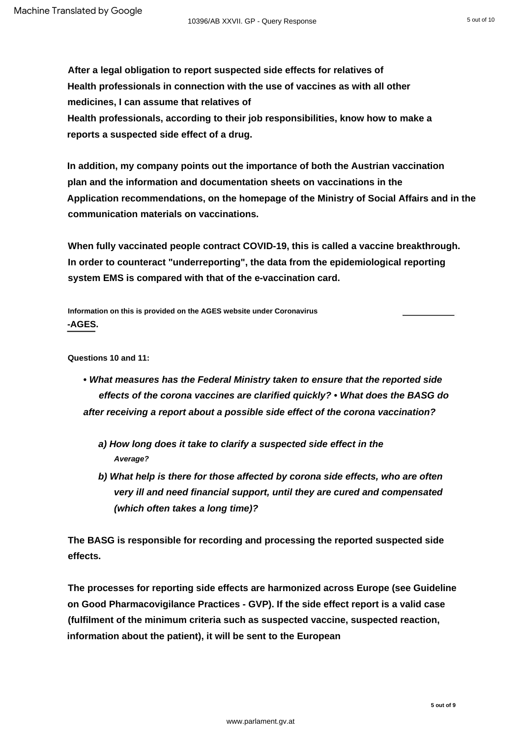**After a legal obligation to report suspected side effects for relatives of Health professionals in connection with the use of vaccines as with all other medicines, I can assume that relatives of Health professionals, according to their job responsibilities, know how to make a reports a suspected side effect of a drug.**

**In addition, my company points out the importance of both the Austrian vaccination plan and the information and documentation sheets on vaccinations in the Application recommendations, on the homepage of the Ministry of Social Affairs and in the communication materials on vaccinations.**

**When fully vaccinated people contract COVID-19, this is called a vaccine breakthrough. In order to counteract "underreporting", the data from the epidemiological reporting system EMS is compared with that of the e-vaccination card.**

**Information on this is provided on the AGES website under Coronavirus -AGES.**

**Questions 10 and 11:**

- ***What measures has the Federal Ministry taken to ensure that the reported side effects of the corona vaccines are clarified quickly?***
- ***What does the BASG do after receiving a report about a possible side effect of the corona vaccination?***

   ***a) How long does it take to clarify a suspected side effect in the Average?***

   ***b) What help is there for those affected by corona side effects, who are often very ill and need financial support, until they are cured and compensated (which often takes a long time)?***

**The BASG is responsible for recording and processing the reported suspected side effects.**

**The processes for reporting side effects are harmonized across Europe (see Guideline on Good Pharmacovigilance Practices - GVP). If the side effect report is a valid case (fulfilment of the minimum criteria such as suspected vaccine, suspected reaction, information about the patient), it will be sent to the European**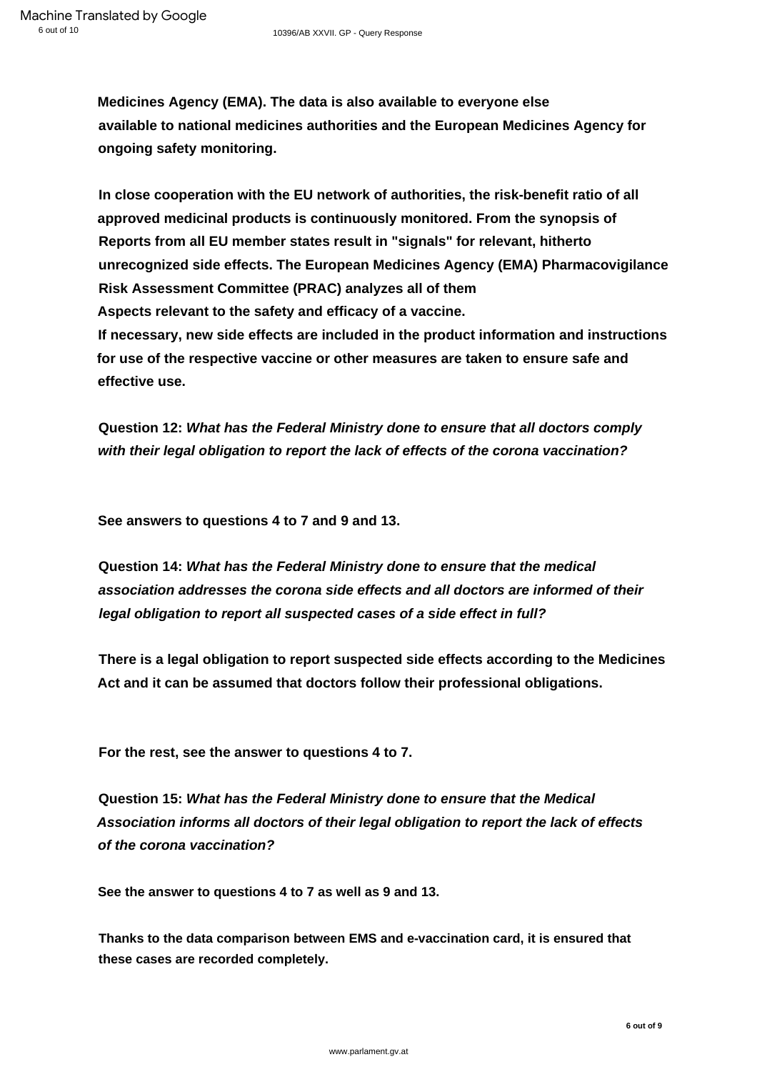**Medicines Agency (EMA). The data is also available to everyone else available to national medicines authorities and the European Medicines Agency for ongoing safety monitoring.**

**In close cooperation with the EU network of authorities, the risk-benefit ratio of all approved medicinal products is continuously monitored. From the synopsis of Reports from all EU member states result in "signals" for relevant, hitherto unrecognized side effects. The European Medicines Agency (EMA) Pharmacovigilance Risk Assessment Committee (PRAC) analyzes all of them Aspects relevant to the safety and efficacy of a vaccine. If necessary, new side effects are included in the product information and instructions for use of the respective vaccine or other measures are taken to ensure safe and effective use.**

**Question 12:** ***What has the Federal Ministry done to ensure that all doctors comply with their legal obligation to report the lack of effects of the corona vaccination?***

**See answers to questions 4 to 7 and 9 and 13.**

**Question 14:** ***What has the Federal Ministry done to ensure that the medical association addresses the corona side effects and all doctors are informed of their legal obligation to report all suspected cases of a side effect in full?***

**There is a legal obligation to report suspected side effects according to the Medicines Act and it can be assumed that doctors follow their professional obligations.**

**For the rest, see the answer to questions 4 to 7.**

**Question 15:** ***What has the Federal Ministry done to ensure that the Medical Association informs all doctors of their legal obligation to report the lack of effects of the corona vaccination?***

**See the answer to questions 4 to 7 as well as 9 and 13.**

**Thanks to the data comparison between EMS and e-vaccination card, it is ensured that these cases are recorded completely.**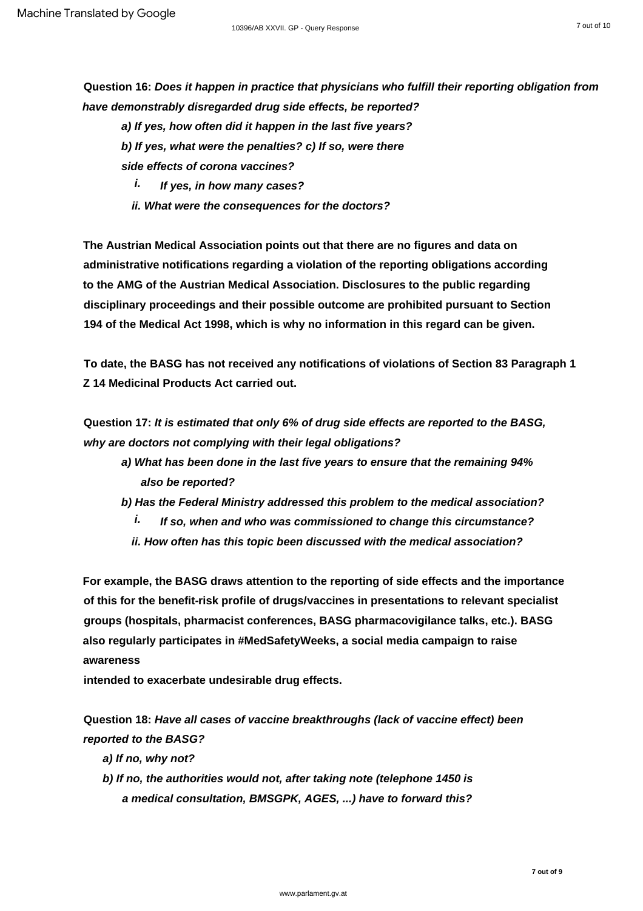**Question 16:** ***Does it happen in practice that physicians who fulfill their reporting obligation from have demonstrably disregarded drug side effects, be reported?***

***a) If yes, how often did it happen in the last five years?***

***b) If yes, what were the penalties? c) If so, were there side effects of corona vaccines?***

***i. If yes, in how many cases?***

***ii. What were the consequences for the doctors?***

**The Austrian Medical Association points out that there are no figures and data on administrative notifications regarding a violation of the reporting obligations according to the AMG of the Austrian Medical Association. Disclosures to the public regarding disciplinary proceedings and their possible outcome are prohibited pursuant to Section 194 of the Medical Act 1998, which is why no information in this regard can be given.**

**To date, the BASG has not received any notifications of violations of Section 83 Paragraph 1 Z 14 Medicinal Products Act carried out.**

**Question 17:** ***It is estimated that only 6% of drug side effects are reported to the BASG, why are doctors not complying with their legal obligations?***

***a) What has been done in the last five years to ensure that the remaining 94% also be reported?***

***b) Has the Federal Ministry addressed this problem to the medical association?***

***i. If so, when and who was commissioned to change this circumstance?***

***ii. How often has this topic been discussed with the medical association?***

**For example, the BASG draws attention to the reporting of side effects and the importance of this for the benefit-risk profile of drugs/vaccines in presentations to relevant specialist groups (hospitals, pharmacist conferences, BASG pharmacovigilance talks, etc.). BASG also regularly participates in #MedSafetyWeeks, a social media campaign to raise awareness intended to exacerbate undesirable drug effects.**

**Question 18:** ***Have all cases of vaccine breakthroughs (lack of vaccine effect) been reported to the BASG?***

***a) If no, why not?***

***b) If no, the authorities would not, after taking note (telephone 1450 is a medical consultation, BMSGPK, AGES, ...) have to forward this?***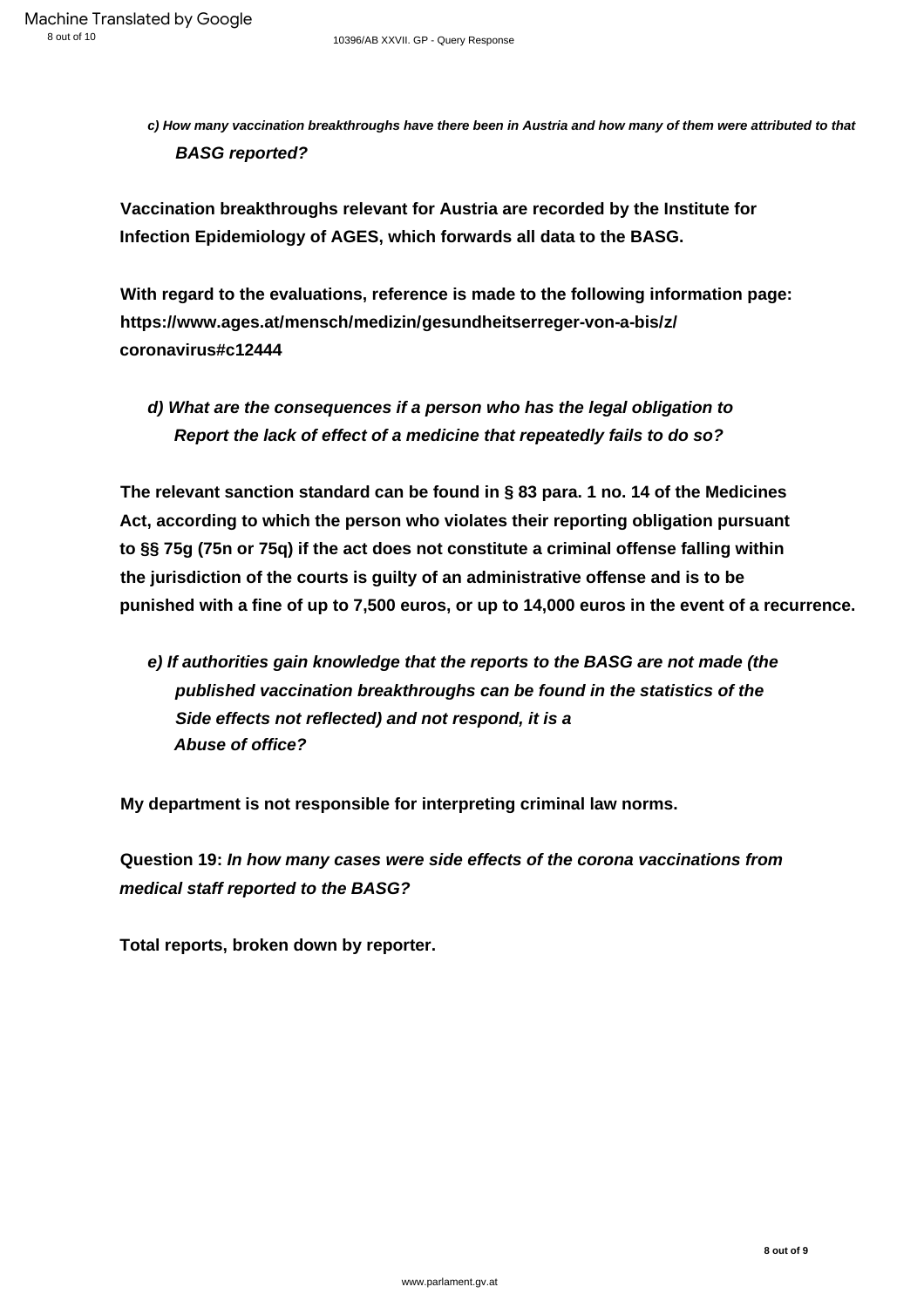***c) How many vaccination breakthroughs have there been in Austria and how many of them were attributed to that BASG reported?***

**Vaccination breakthroughs relevant for Austria are recorded by the Institute for Infection Epidemiology of AGES, which forwards all data to the BASG.**

**With regard to the evaluations, reference is made to the following information page: https://www.ages.at/mensch/medizin/gesundheitserreger-von-a-bis/z/coronavirus#c12444**

***d) What are the consequences if a person who has the legal obligation to Report the lack of effect of a medicine that repeatedly fails to do so?***

**The relevant sanction standard can be found in § 83 para. 1 no. 14 of the Medicines Act, according to which the person who violates their reporting obligation pursuant to §§ 75g (75n or 75q) if the act does not constitute a criminal offense falling within the jurisdiction of the courts is guilty of an administrative offense and is to be punished with a fine of up to 7,500 euros, or up to 14,000 euros in the event of a recurrence.**

***e) If authorities gain knowledge that the reports to the BASG are not made (the published vaccination breakthroughs can be found in the statistics of the Side effects not reflected) and not respond, it is a Abuse of office?***

**My department is not responsible for interpreting criminal law norms.**

**Question 19:** ***In how many cases were side effects of the corona vaccinations from medical staff reported to the BASG?***

**Total reports, broken down by reporter.**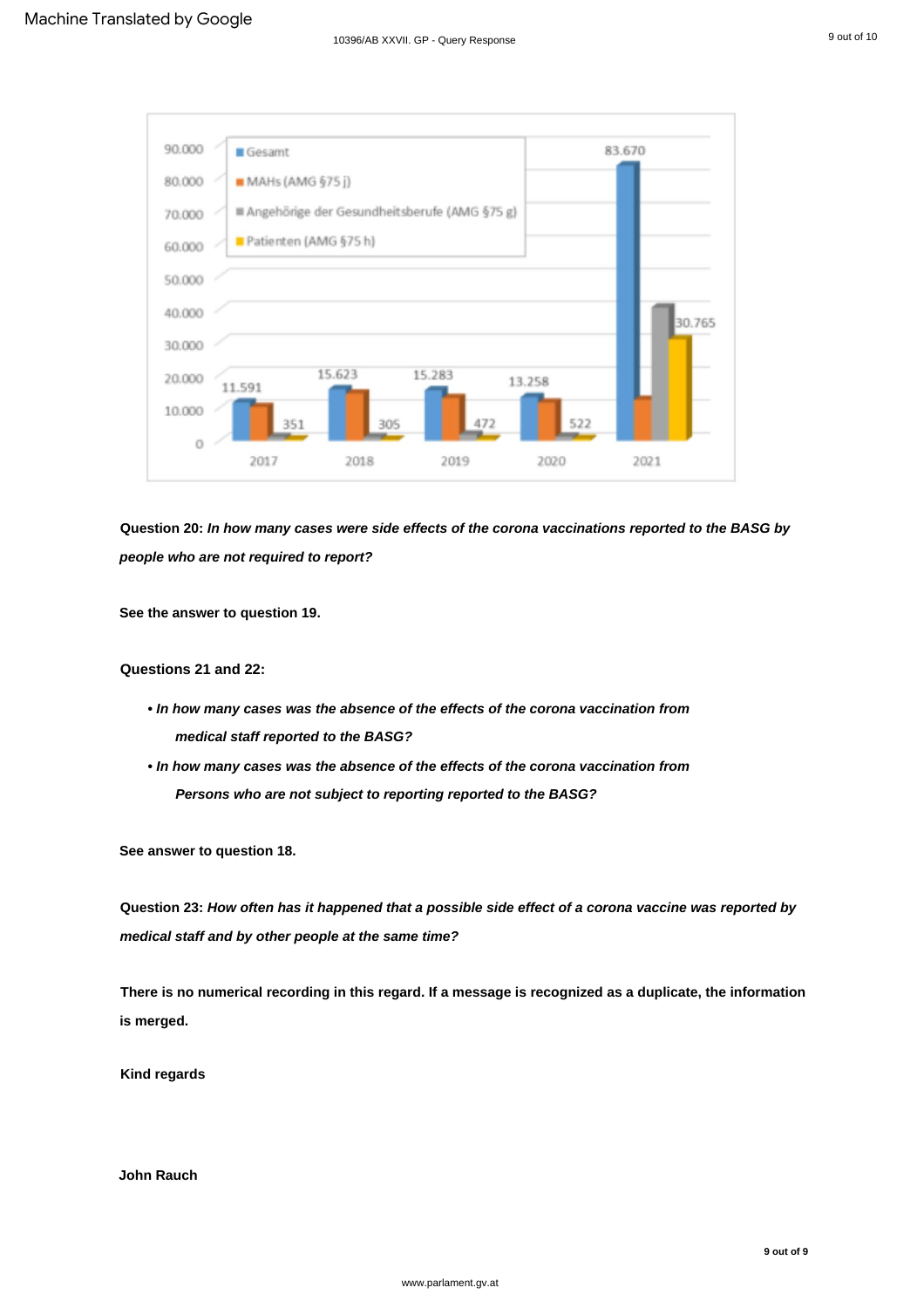| | Gesamt | MAHs (AMG §75 j) | Angehörige der Gesundheitsberufe (AMG §75 g) | Patienten (AMG §75 h) |
|---|---|---|---|---|
| 2017 | 11.591 | | 351 | |
| 2018 | 15.623 | | 305 | |
| 2019 | 15.283 | | 472 | |
| 2020 | 13.258 | | 522 | |
| 2021 | 83.670 | | | 30.765 |

**Question 20:** ***In how many cases were side effects of the corona vaccinations reported to the BASG by people who are not required to report?***

**See the answer to question 19.**

**Questions 21 and 22:**

- ***In how many cases was the absence of the effects of the corona vaccination from medical staff reported to the BASG?***
- ***In how many cases was the absence of the effects of the corona vaccination from Persons who are not subject to reporting reported to the BASG?***

**See answer to question 18.**

**Question 23:** ***How often has it happened that a possible side effect of a corona vaccine was reported by medical staff and by other people at the same time?***

**There is no numerical recording in this regard. If a message is recognized as a duplicate, the information is merged.**

**Kind regards**

**John Rauch**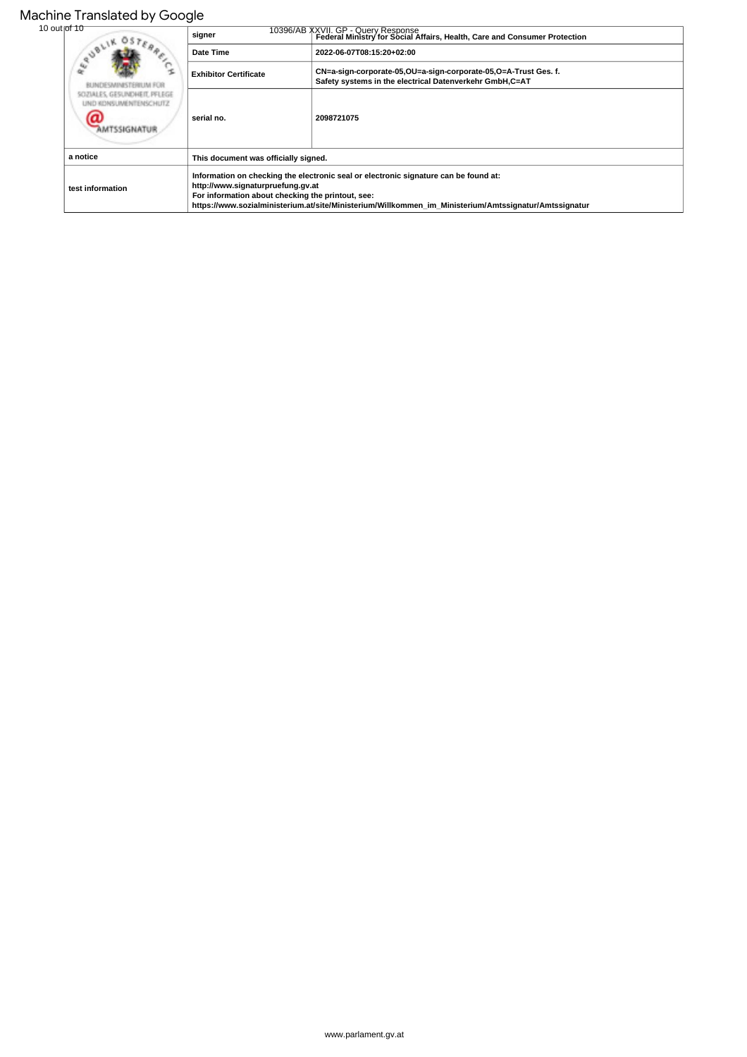| | signer | Federal Ministry for Social Affairs, Health, Care and Consumer Protection |
|---|---|---|
| | Date Time | 2022-06-07T08:15:20+02:00 |
| | Exhibitor Certificate | CN=a-sign-corporate-05,OU=a-sign-corporate-05,O=A-Trust Ges. f. Safety systems in the electrical Datenverkehr GmbH,C=AT |
| | serial no. | 2098721075 |
| a notice | This document was officially signed. | |
| test information | Information on checking the electronic seal or electronic signature can be found at: http://www.signaturpruefung.gv.at For information about checking the printout, see: https://www.sozialministerium.at/site/Ministerium/Willkommen_im_Ministerium/Amtssignatur/Amtssignatur | |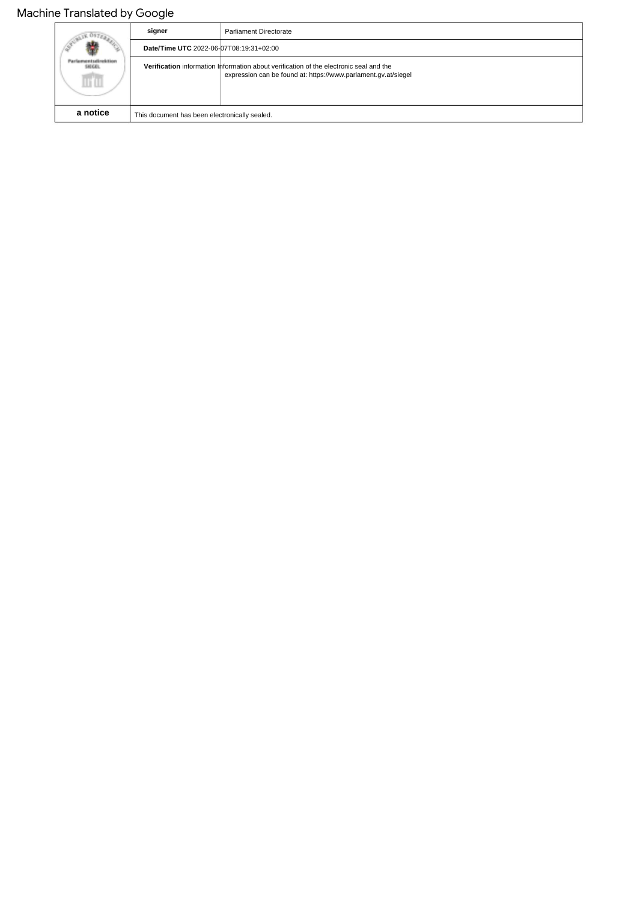Machine Translated by Google

| | | |
|---|---|---|
| Parlamentsdirektion SIEGEL | **signer** | Parliament Directorate |
| | **Date/Time UTC** 2022-06-07T08:19:31+02:00 | |
| | **Verification** information | Information about verification of the electronic seal and the expression can be found at: https://www.parlament.gv.at/siegel |
| **a notice** | This document has been electronically sealed. | |